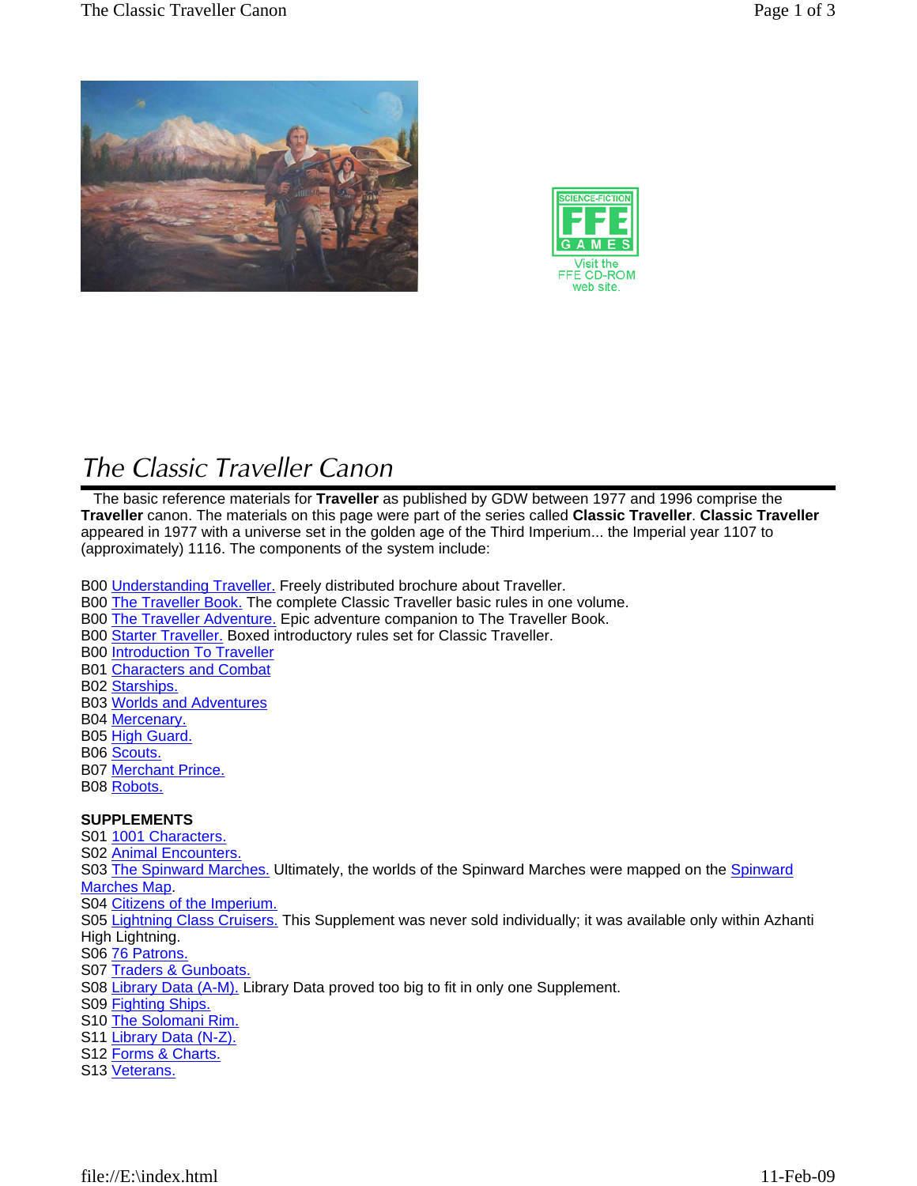Visit the FFE CD-ROM web site.

# The Classic Traveller Canon

The basic reference materials for **Traveller** as published by GDW between 1977 and 1996 comprise the **Traveller** canon. The materials on this page were part of the series called **Classic Traveller**. **Classic Traveller** appeared in 1977 with a universe set in the golden age of the Third Imperium... the Imperial year 1107 to (approximately) 1116. The components of the system include:

B00 Understanding Traveller. Freely distributed brochure about Traveller.
B00 The Traveller Book. The complete Classic Traveller basic rules in one volume.
B00 The Traveller Adventure. Epic adventure companion to The Traveller Book.
B00 Starter Traveller. Boxed introductory rules set for Classic Traveller.
B00 Introduction To Traveller
B01 Characters and Combat
B02 Starships.
B03 Worlds and Adventures
B04 Mercenary.
B05 High Guard.
B06 Scouts.
B07 Merchant Prince.
B08 Robots.

**SUPPLEMENTS**
S01 1001 Characters.
S02 Animal Encounters.
S03 The Spinward Marches. Ultimately, the worlds of the Spinward Marches were mapped on the Spinward Marches Map.
S04 Citizens of the Imperium.
S05 Lightning Class Cruisers. This Supplement was never sold individually; it was available only within Azhanti High Lightning.
S06 76 Patrons.
S07 Traders & Gunboats.
S08 Library Data (A-M). Library Data proved too big to fit in only one Supplement.
S09 Fighting Ships.
S10 The Solomani Rim.
S11 Library Data (N-Z).
S12 Forms & Charts.
S13 Veterans.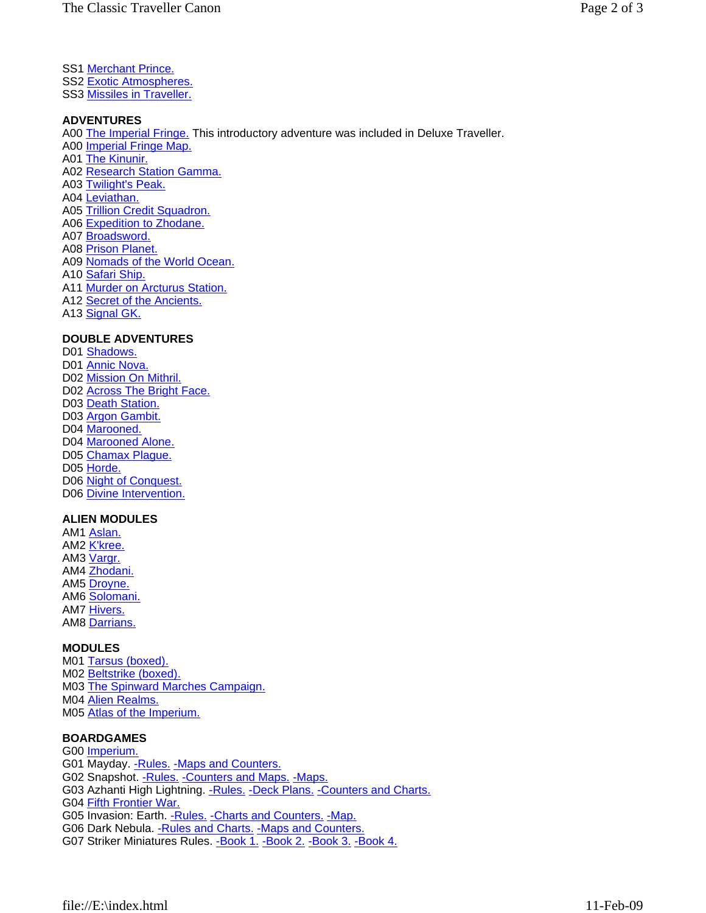SS1 Merchant Prince.
SS2 Exotic Atmospheres.
SS3 Missiles in Traveller.

**ADVENTURES**

A00 The Imperial Fringe. This introductory adventure was included in Deluxe Traveller.
A00 Imperial Fringe Map.
A01 The Kinunir.
A02 Research Station Gamma.
A03 Twilight's Peak.
A04 Leviathan.
A05 Trillion Credit Squadron.
A06 Expedition to Zhodane.
A07 Broadsword.
A08 Prison Planet.
A09 Nomads of the World Ocean.
A10 Safari Ship.
A11 Murder on Arcturus Station.
A12 Secret of the Ancients.
A13 Signal GK.

**DOUBLE ADVENTURES**

D01 Shadows.
D01 Annic Nova.
D02 Mission On Mithril.
D02 Across The Bright Face.
D03 Death Station.
D03 Argon Gambit.
D04 Marooned.
D04 Marooned Alone.
D05 Chamax Plague.
D05 Horde.
D06 Night of Conquest.
D06 Divine Intervention.

**ALIEN MODULES**

AM1 Aslan.
AM2 K'kree.
AM3 Vargr.
AM4 Zhodani.
AM5 Droyne.
AM6 Solomani.
AM7 Hivers.
AM8 Darrians.

**MODULES**

M01 Tarsus (boxed).
M02 Beltstrike (boxed).
M03 The Spinward Marches Campaign.
M04 Alien Realms.
M05 Atlas of the Imperium.

**BOARDGAMES**

G00 Imperium.
G01 Mayday. -Rules. -Maps and Counters.
G02 Snapshot. -Rules. -Counters and Maps. -Maps.
G03 Azhanti High Lightning. -Rules. -Deck Plans. -Counters and Charts.
G04 Fifth Frontier War.
G05 Invasion: Earth. -Rules. -Charts and Counters. -Map.
G06 Dark Nebula. -Rules and Charts. -Maps and Counters.
G07 Striker Miniatures Rules. -Book 1. -Book 2. -Book 3. -Book 4.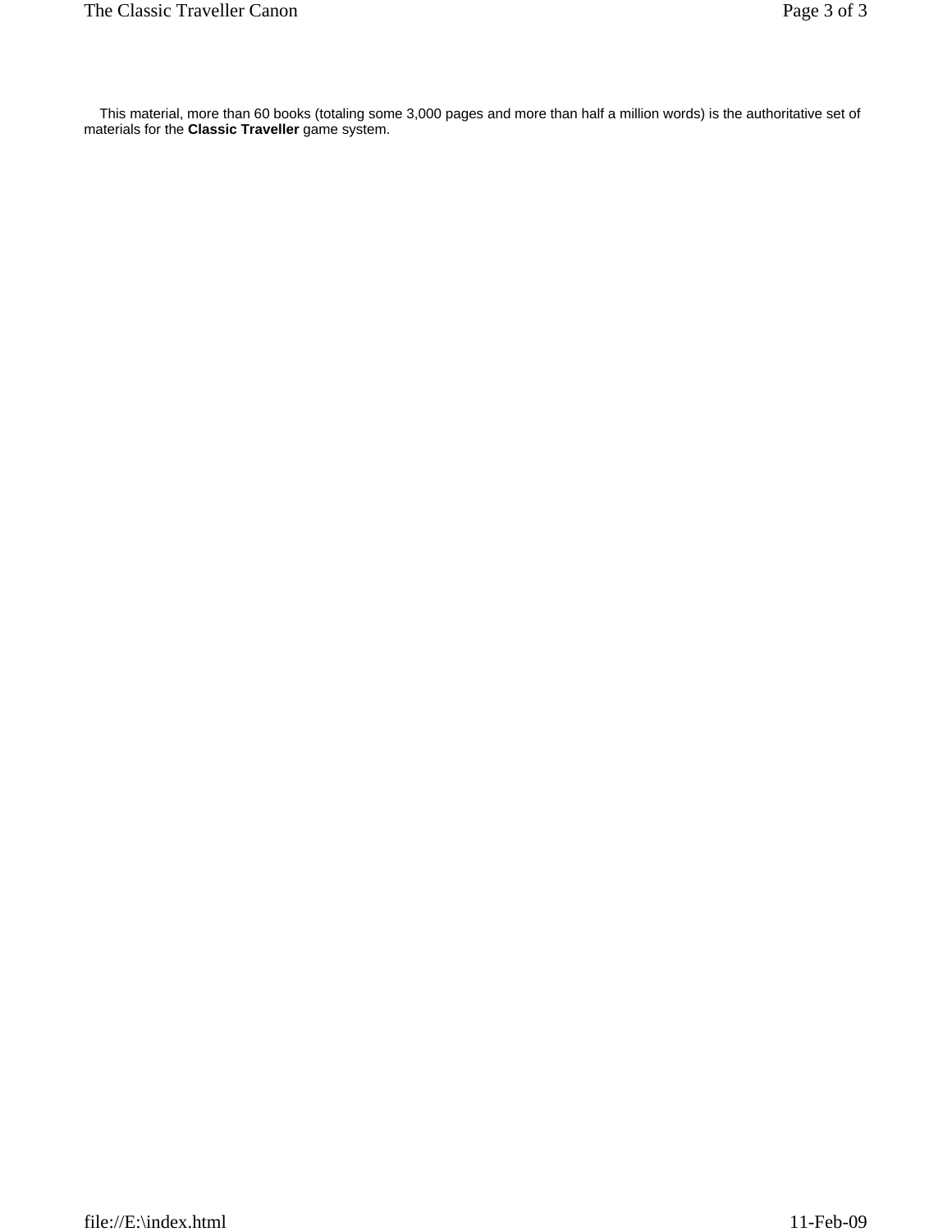This material, more than 60 books (totaling some 3,000 pages and more than half a million words) is the authoritative set of materials for the **Classic Traveller** game system.